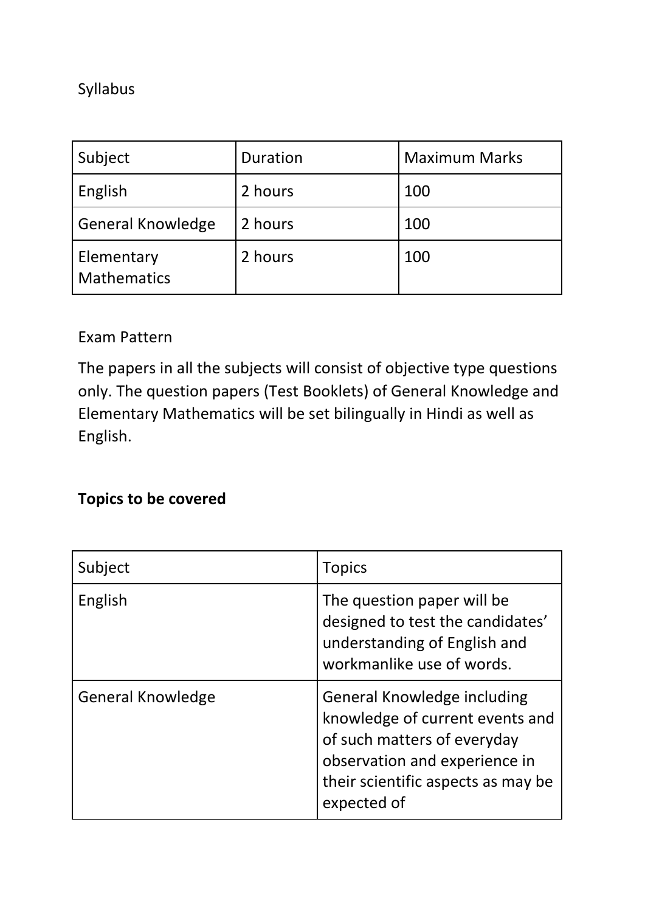Syllabus

| Subject | Duration | Maximum Marks |
| --- | --- | --- |
| English | 2 hours | 100 |
| General Knowledge | 2 hours | 100 |
| Elementary Mathematics | 2 hours | 100 |

Exam Pattern

The papers in all the subjects will consist of objective type questions only. The question papers (Test Booklets) of General Knowledge and Elementary Mathematics will be set bilingually in Hindi as well as English.

**Topics to be covered**

| Subject | Topics |
| --- | --- |
| English | The question paper will be designed to test the candidates' understanding of English and workmanlike use of words. |
| General Knowledge | General Knowledge including knowledge of current events and of such matters of everyday observation and experience in their scientific aspects as may be expected of |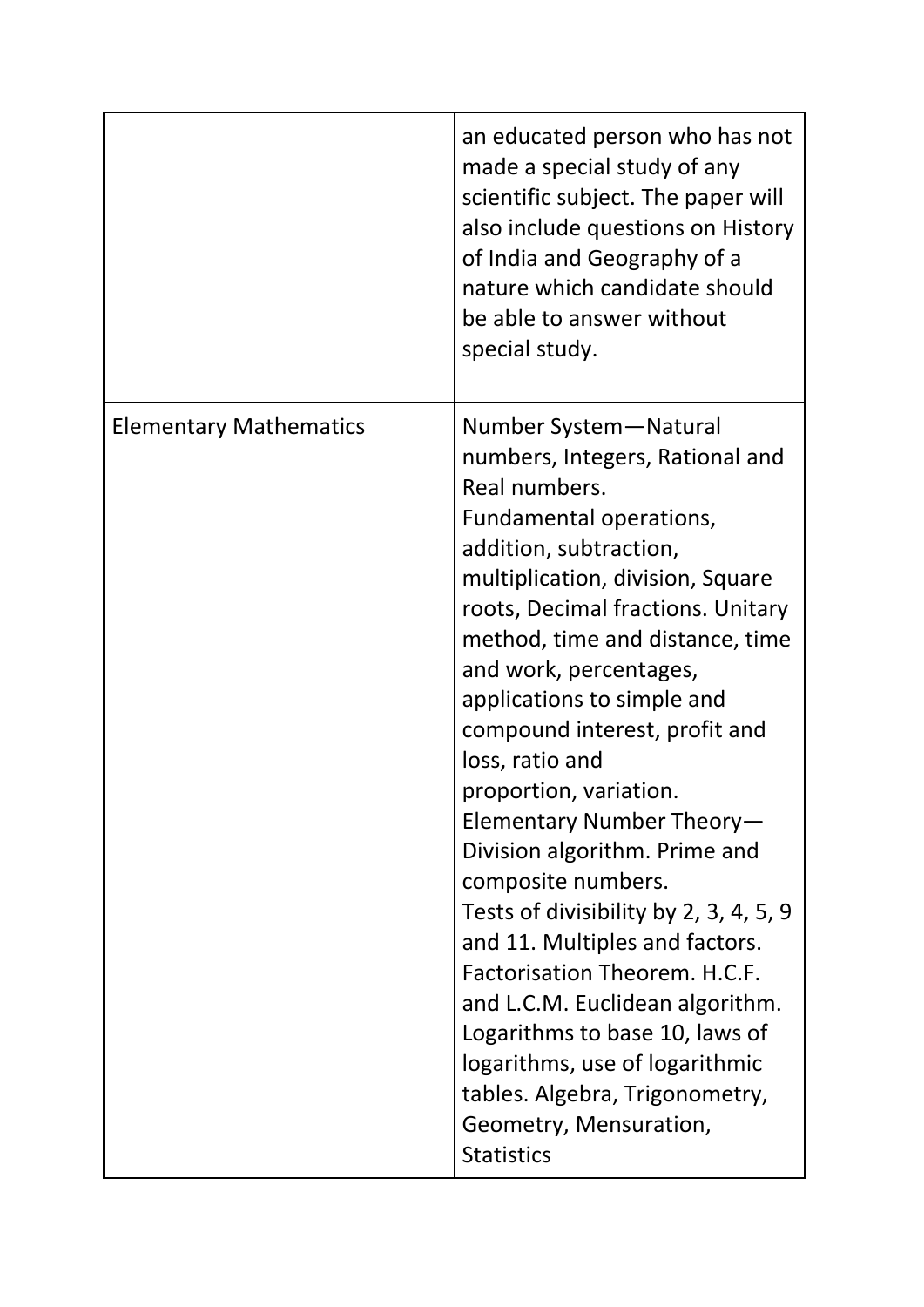| | |
|---|---|
| | an educated person who has not made a special study of any scientific subject. The paper will also include questions on History of India and Geography of a nature which candidate should be able to answer without special study. |
| Elementary Mathematics | Number System—Natural numbers, Integers, Rational and Real numbers.<br>Fundamental operations, addition, subtraction, multiplication, division, Square roots, Decimal fractions. Unitary method, time and distance, time and work, percentages, applications to simple and compound interest, profit and loss, ratio and<br>proportion, variation.<br>Elementary Number Theory—Division algorithm. Prime and composite numbers.<br>Tests of divisibility by 2, 3, 4, 5, 9 and 11. Multiples and factors. Factorisation Theorem. H.C.F. and L.C.M. Euclidean algorithm. Logarithms to base 10, laws of logarithms, use of logarithmic tables. Algebra, Trigonometry, Geometry, Mensuration, Statistics |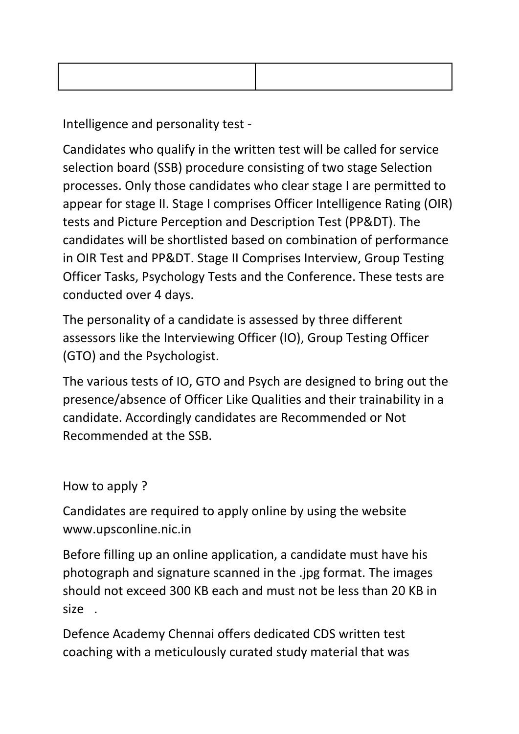| | |
|---|---|
| | |

Intelligence and personality test -

Candidates who qualify in the written test will be called for service selection board (SSB) procedure consisting of two stage Selection processes. Only those candidates who clear stage I are permitted to appear for stage II. Stage I comprises Officer Intelligence Rating (OIR) tests and Picture Perception and Description Test (PP&DT). The candidates will be shortlisted based on combination of performance in OIR Test and PP&DT. Stage II Comprises Interview, Group Testing Officer Tasks, Psychology Tests and the Conference. These tests are conducted over 4 days.

The personality of a candidate is assessed by three different assessors like the Interviewing Officer (IO), Group Testing Officer (GTO) and the Psychologist.

The various tests of IO, GTO and Psych are designed to bring out the presence/absence of Officer Like Qualities and their trainability in a candidate. Accordingly candidates are Recommended or Not Recommended at the SSB.

How to apply ?

Candidates are required to apply online by using the website www.upsconline.nic.in

Before filling up an online application, a candidate must have his photograph and signature scanned in the .jpg format. The images should not exceed 300 KB each and must not be less than 20 KB in size .

Defence Academy Chennai offers dedicated CDS written test coaching with a meticulously curated study material that was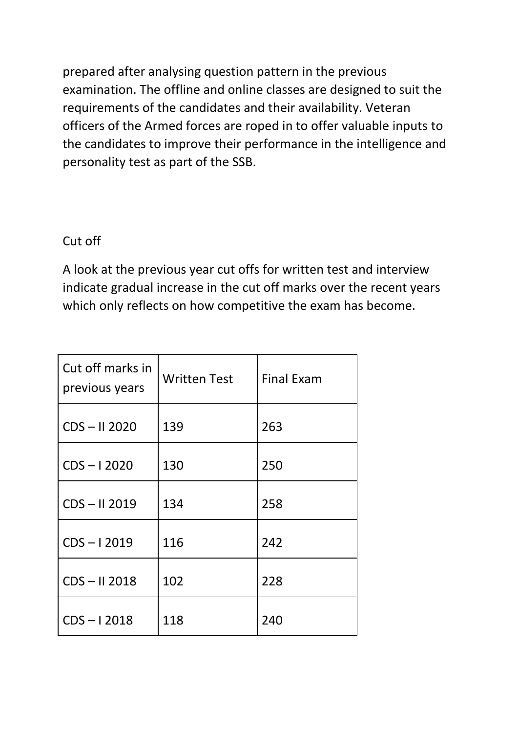prepared after analysing question pattern in the previous examination. The offline and online classes are designed to suit the requirements of the candidates and their availability. Veteran officers of the Armed forces are roped in to offer valuable inputs to the candidates to improve their performance in the intelligence and personality test as part of the SSB.

## Cut off

A look at the previous year cut offs for written test and interview indicate gradual increase in the cut off marks over the recent years which only reflects on how competitive the exam has become.

| Cut off marks in previous years | Written Test | Final Exam |
|---|---|---|
| CDS – II 2020 | 139 | 263 |
| CDS – I 2020 | 130 | 250 |
| CDS – II 2019 | 134 | 258 |
| CDS – I 2019 | 116 | 242 |
| CDS – II 2018 | 102 | 228 |
| CDS – I 2018 | 118 | 240 |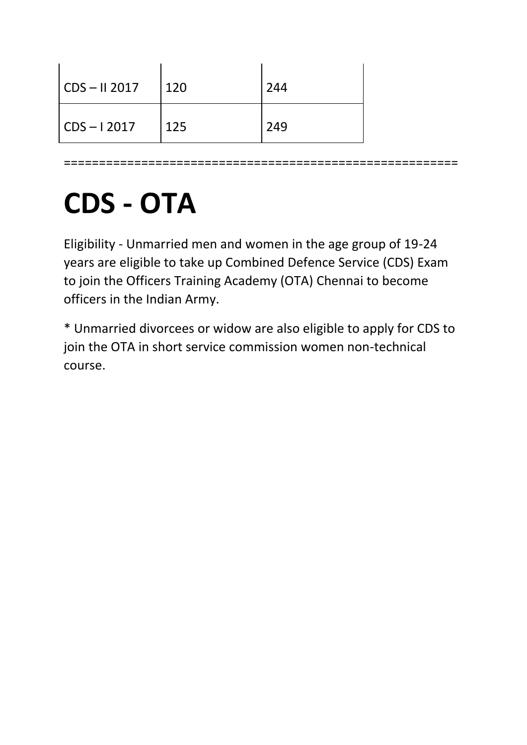| | | |
|---|---|---|
| CDS – II 2017 | 120 | 244 |
| CDS – I 2017 | 125 | 249 |

========================================================

# CDS - OTA

Eligibility - Unmarried men and women in the age group of 19-24 years are eligible to take up Combined Defence Service (CDS) Exam to join the Officers Training Academy (OTA) Chennai to become officers in the Indian Army.

* Unmarried divorcees or widow are also eligible to apply for CDS to join the OTA in short service commission women non-technical course.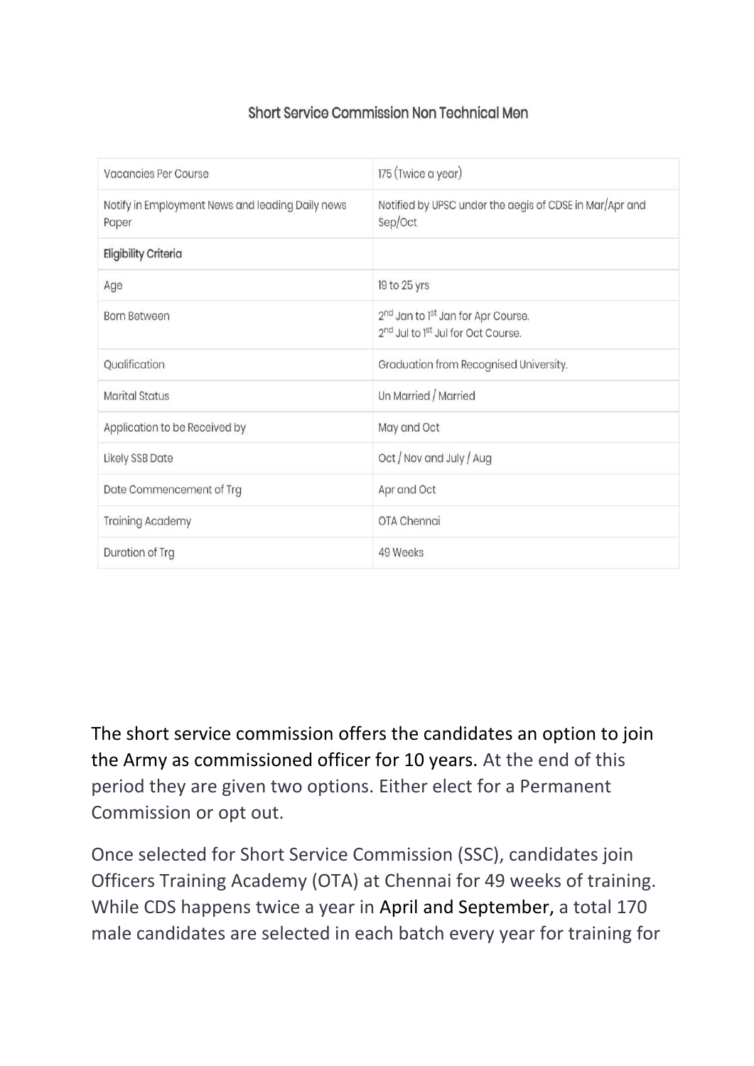## Short Service Commission Non Technical Men

| | |
|---|---|
| Vacancies Per Course | 175 (Twice a year) |
| Notify in Employment News and leading Daily news Paper | Notified by UPSC under the aegis of CDSE in Mar/Apr and Sep/Oct |
| **Eligibility Criteria** | |
| Age | 19 to 25 yrs |
| Born Between | 2nd Jan to 1st Jan for Apr Course.<br>2nd Jul to 1st Jul for Oct Course. |
| Qualification | Graduation from Recognised University. |
| Marital Status | Un Married / Married |
| Application to be Received by | May and Oct |
| Likely SSB Date | Oct / Nov and July / Aug |
| Date Commencement of Trg | Apr and Oct |
| Training Academy | OTA Chennai |
| Duration of Trg | 49 Weeks |

The short service commission offers the candidates an option to join the Army as commissioned officer for 10 years. At the end of this period they are given two options. Either elect for a Permanent Commission or opt out.

Once selected for Short Service Commission (SSC), candidates join Officers Training Academy (OTA) at Chennai for 49 weeks of training. While CDS happens twice a year in April and September, a total 170 male candidates are selected in each batch every year for training for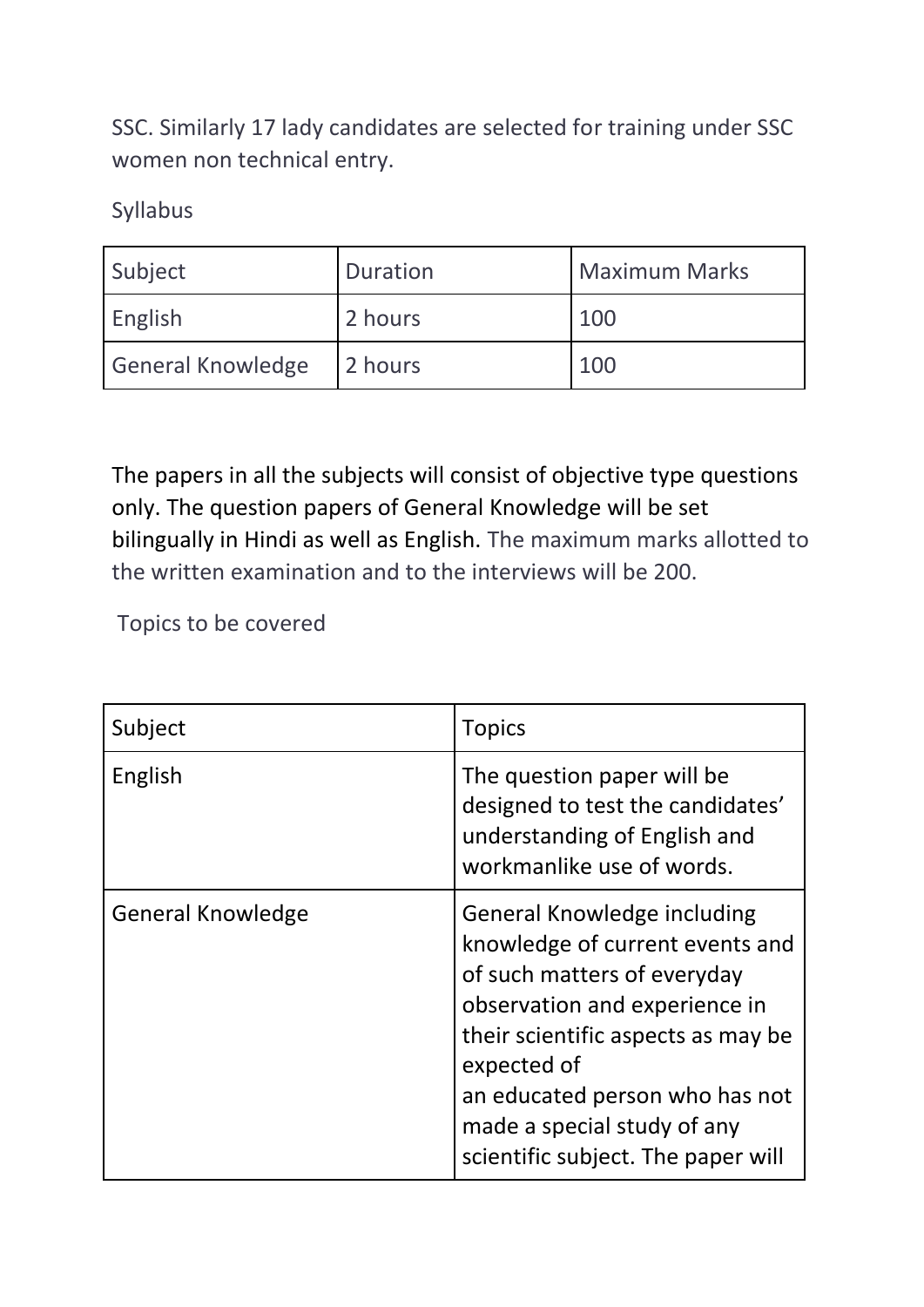SSC. Similarly 17 lady candidates are selected for training under SSC women non technical entry.

Syllabus

| Subject | Duration | Maximum Marks |
| --- | --- | --- |
| English | 2 hours | 100 |
| General Knowledge | 2 hours | 100 |

The papers in all the subjects will consist of objective type questions only. The question papers of General Knowledge will be set bilingually in Hindi as well as English. The maximum marks allotted to the written examination and to the interviews will be 200.

Topics to be covered

| Subject | Topics |
| --- | --- |
| English | The question paper will be designed to test the candidates' understanding of English and workmanlike use of words. |
| General Knowledge | General Knowledge including knowledge of current events and of such matters of everyday observation and experience in their scientific aspects as may be expected of an educated person who has not made a special study of any scientific subject. The paper will |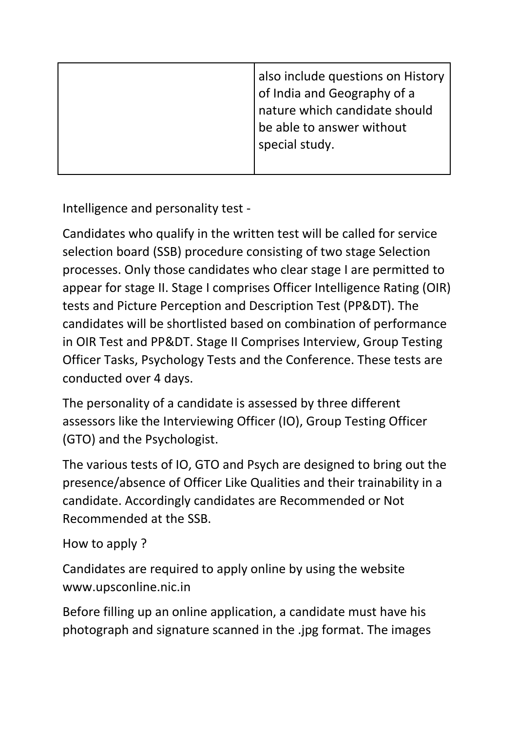| | |
|---|---|
| | also include questions on History of India and Geography of a nature which candidate should be able to answer without special study. |

Intelligence and personality test -

Candidates who qualify in the written test will be called for service selection board (SSB) procedure consisting of two stage Selection processes. Only those candidates who clear stage I are permitted to appear for stage II. Stage I comprises Officer Intelligence Rating (OIR) tests and Picture Perception and Description Test (PP&DT). The candidates will be shortlisted based on combination of performance in OIR Test and PP&DT. Stage II Comprises Interview, Group Testing Officer Tasks, Psychology Tests and the Conference. These tests are conducted over 4 days.

The personality of a candidate is assessed by three different assessors like the Interviewing Officer (IO), Group Testing Officer (GTO) and the Psychologist.

The various tests of IO, GTO and Psych are designed to bring out the presence/absence of Officer Like Qualities and their trainability in a candidate. Accordingly candidates are Recommended or Not Recommended at the SSB.

How to apply ?

Candidates are required to apply online by using the website www.upsconline.nic.in

Before filling up an online application, a candidate must have his photograph and signature scanned in the .jpg format. The images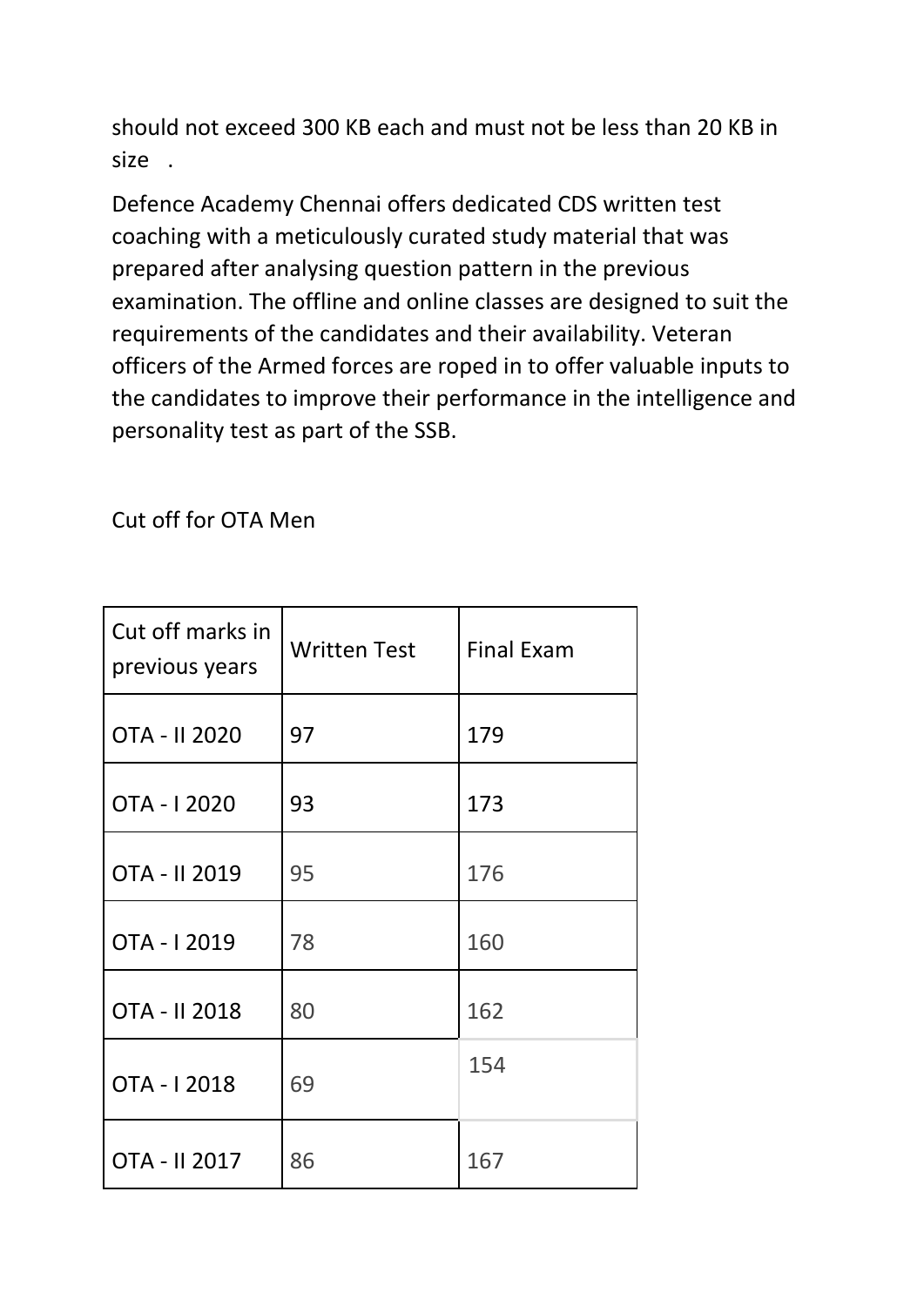should not exceed 300 KB each and must not be less than 20 KB in size .

Defence Academy Chennai offers dedicated CDS written test coaching with a meticulously curated study material that was prepared after analysing question pattern in the previous examination. The offline and online classes are designed to suit the requirements of the candidates and their availability. Veteran officers of the Armed forces are roped in to offer valuable inputs to the candidates to improve their performance in the intelligence and personality test as part of the SSB.

Cut off for OTA Men

| Cut off marks in previous years | Written Test | Final Exam |
| --- | --- | --- |
| OTA - II 2020 | 97 | 179 |
| OTA - I 2020 | 93 | 173 |
| OTA - II 2019 | 95 | 176 |
| OTA - I 2019 | 78 | 160 |
| OTA - II 2018 | 80 | 162 |
| OTA - I 2018 | 69 | 154 |
| OTA - II 2017 | 86 | 167 |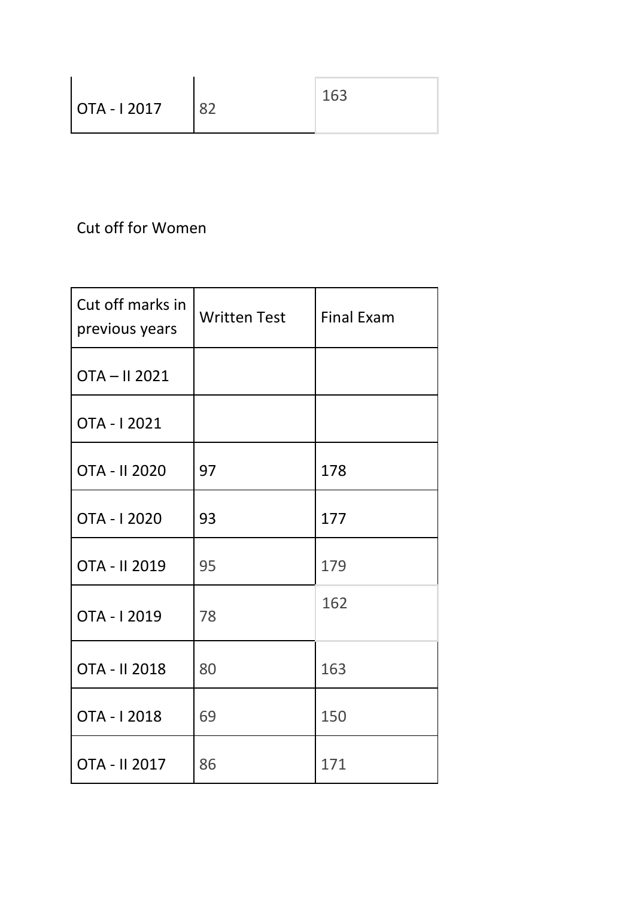| OTA - I 2017 | 82 | 163 |
|---|---|---|

Cut off for Women

| Cut off marks in previous years | Written Test | Final Exam |
|---|---|---|
| OTA – II 2021 | | |
| OTA - I 2021 | | |
| OTA - II 2020 | 97 | 178 |
| OTA - I 2020 | 93 | 177 |
| OTA - II 2019 | 95 | 179 |
| OTA - I 2019 | 78 | 162 |
| OTA - II 2018 | 80 | 163 |
| OTA - I 2018 | 69 | 150 |
| OTA - II 2017 | 86 | 171 |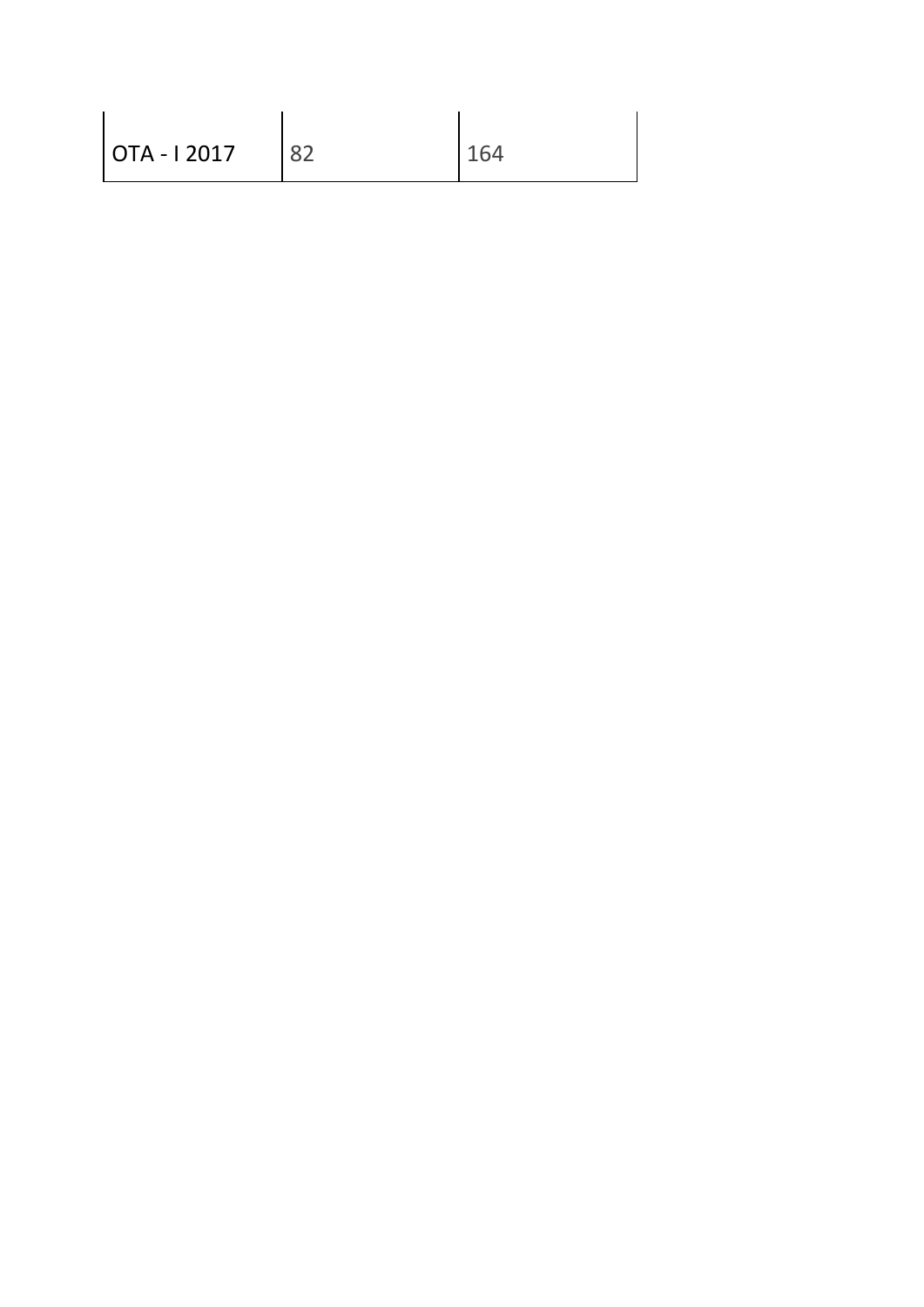| | | |
|---|---|---|
| OTA - I 2017 | 82 | 164 |